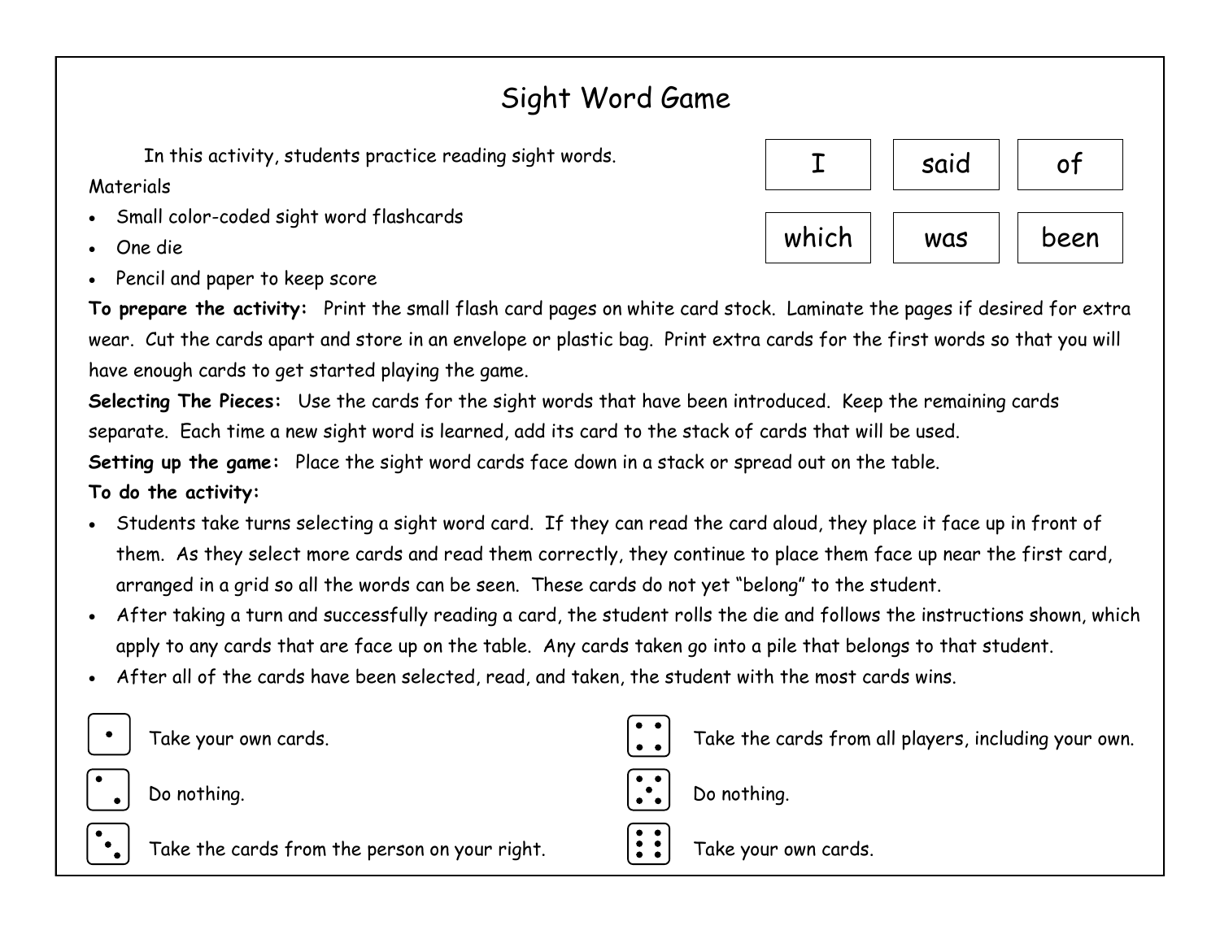# Sight Word Game

In this activity, students practice reading sight words.

| I | said | of |
| --- | --- | --- |
| which | was | been |

Materials

- Small color-coded sight word flashcards
- One die
- Pencil and paper to keep score

**To prepare the activity:** Print the small flash card pages on white card stock. Laminate the pages if desired for extra wear. Cut the cards apart and store in an envelope or plastic bag. Print extra cards for the first words so that you will have enough cards to get started playing the game.

**Selecting The Pieces:** Use the cards for the sight words that have been introduced. Keep the remaining cards separate. Each time a new sight word is learned, add its card to the stack of cards that will be used.

**Setting up the game:** Place the sight word cards face down in a stack or spread out on the table.

**To do the activity:**

- Students take turns selecting a sight word card. If they can read the card aloud, they place it face up in front of them. As they select more cards and read them correctly, they continue to place them face up near the first card, arranged in a grid so all the words can be seen. These cards do not yet "belong" to the student.
- After taking a turn and successfully reading a card, the student rolls the die and follows the instructions shown, which apply to any cards that are face up on the table. Any cards taken go into a pile that belongs to that student.
- After all of the cards have been selected, read, and taken, the student with the most cards wins.

| Die | Instruction |
| --- | --- |
| 1 | Take your own cards. |
| 2 | Do nothing. |
| 3 | Take the cards from the person on your right. |
| 4 | Take the cards from all players, including your own. |
| 5 | Do nothing. |
| 6 | Take your own cards. |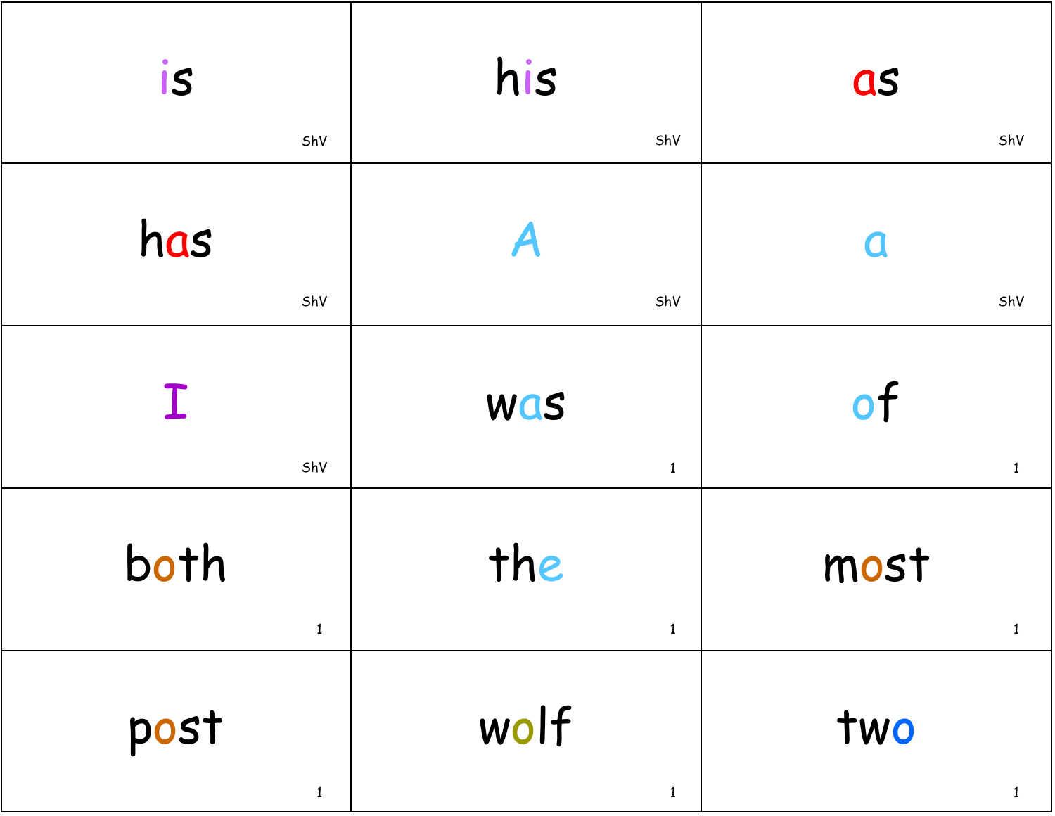| | | |
|---|---|---|
| is<br>ShV | his<br>ShV | as<br>ShV |
| has<br>ShV | A<br>ShV | a<br>ShV |
| I<br>ShV | was<br>1 | of<br>1 |
| both<br>1 | the<br>1 | most<br>1 |
| post<br>1 | wolf<br>1 | two<br>1 |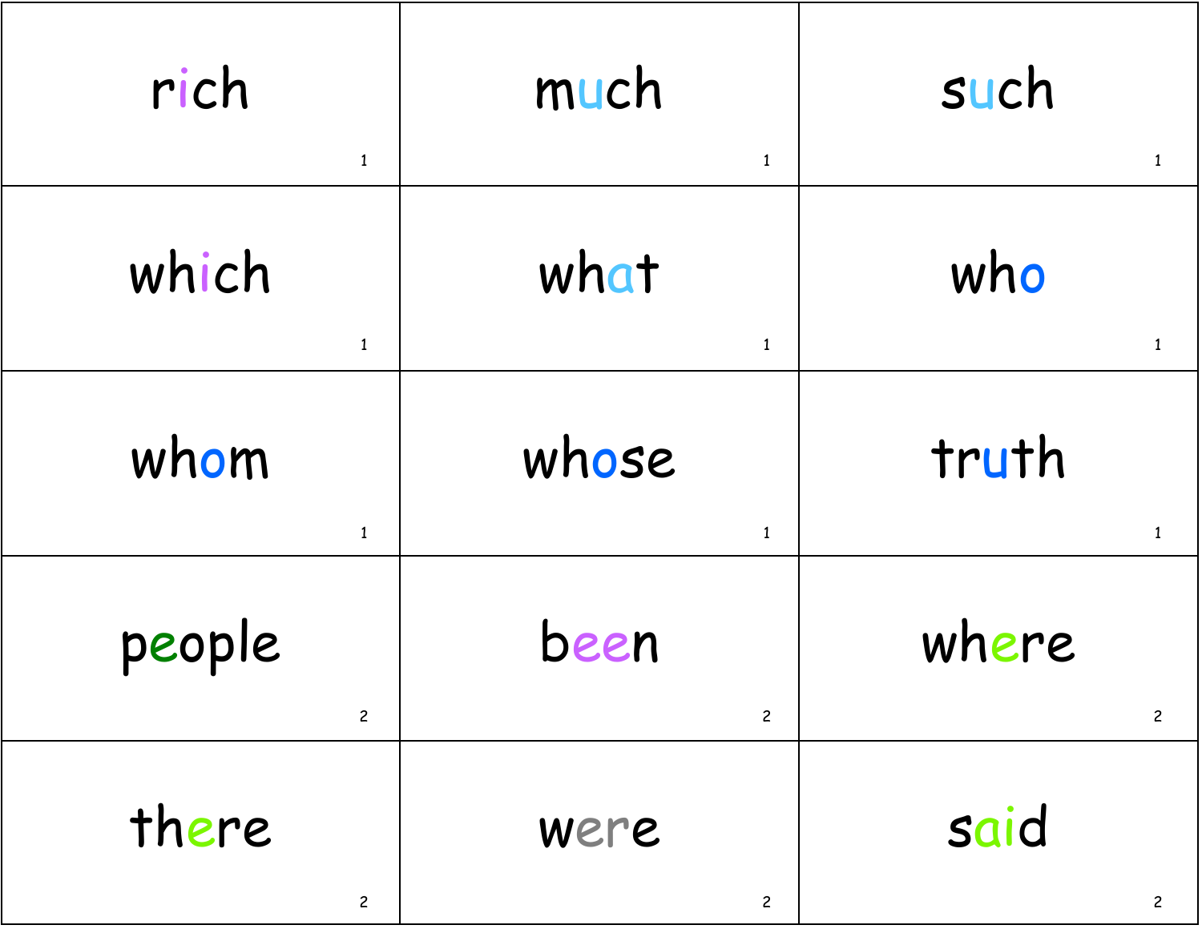| | | |
|---|---|---|
| rich 1 | much 1 | such 1 |
| which 1 | what 1 | who 1 |
| whom 1 | whose 1 | truth 1 |
| people 2 | been 2 | where 2 |
| there 2 | were 2 | said 2 |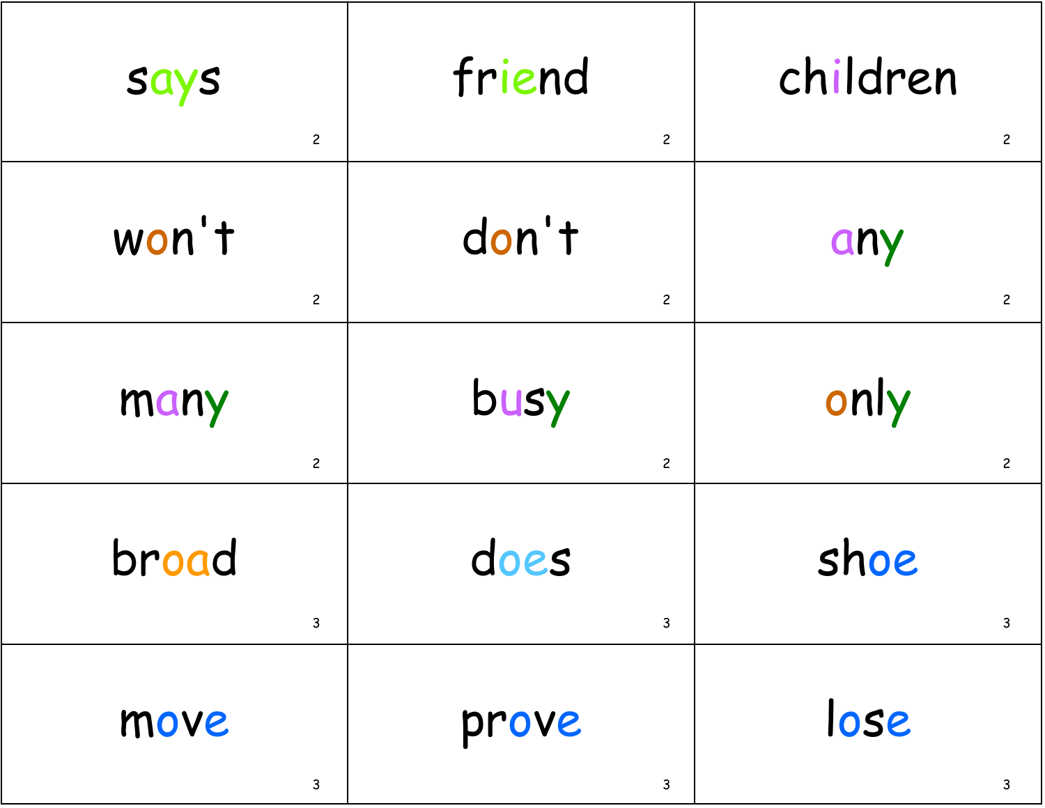| | | |
|---|---|---|
| says 2 | friend 2 | children 2 |
| won't 2 | don't 2 | any 2 |
| many 2 | busy 2 | only 2 |
| broad 3 | does 3 | shoe 3 |
| move 3 | prove 3 | lose 3 |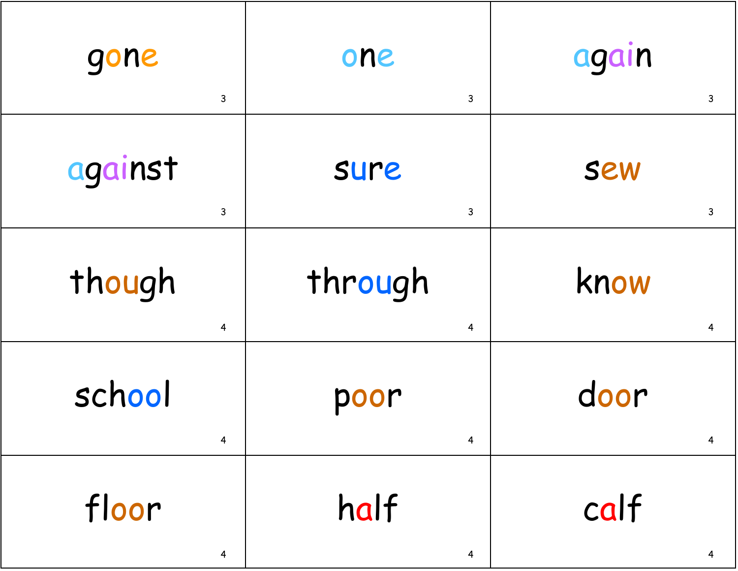| | | |
|---|---|---|
| gone 3 | one 3 | again 3 |
| against 3 | sure 3 | sew 3 |
| though 4 | through 4 | know 4 |
| school 4 | poor 4 | door 4 |
| floor 4 | half 4 | calf 4 |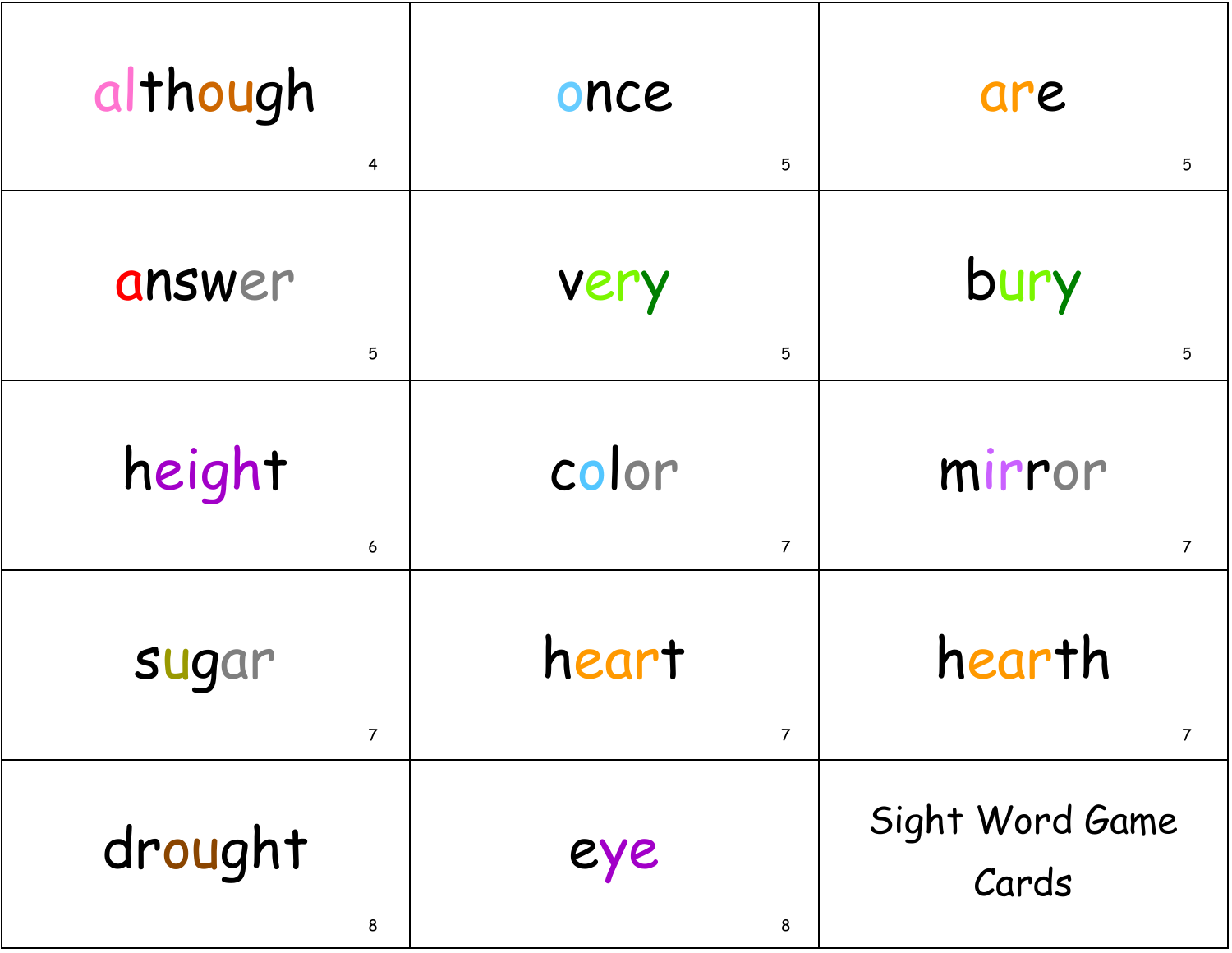| | | |
|---|---|---|
| although 4 | once 5 | are 5 |
| answer 5 | very 5 | bury 5 |
| height 6 | color 7 | mirror 7 |
| sugar 7 | heart 7 | hearth 7 |
| drought 8 | eye 8 | Sight Word Game Cards |